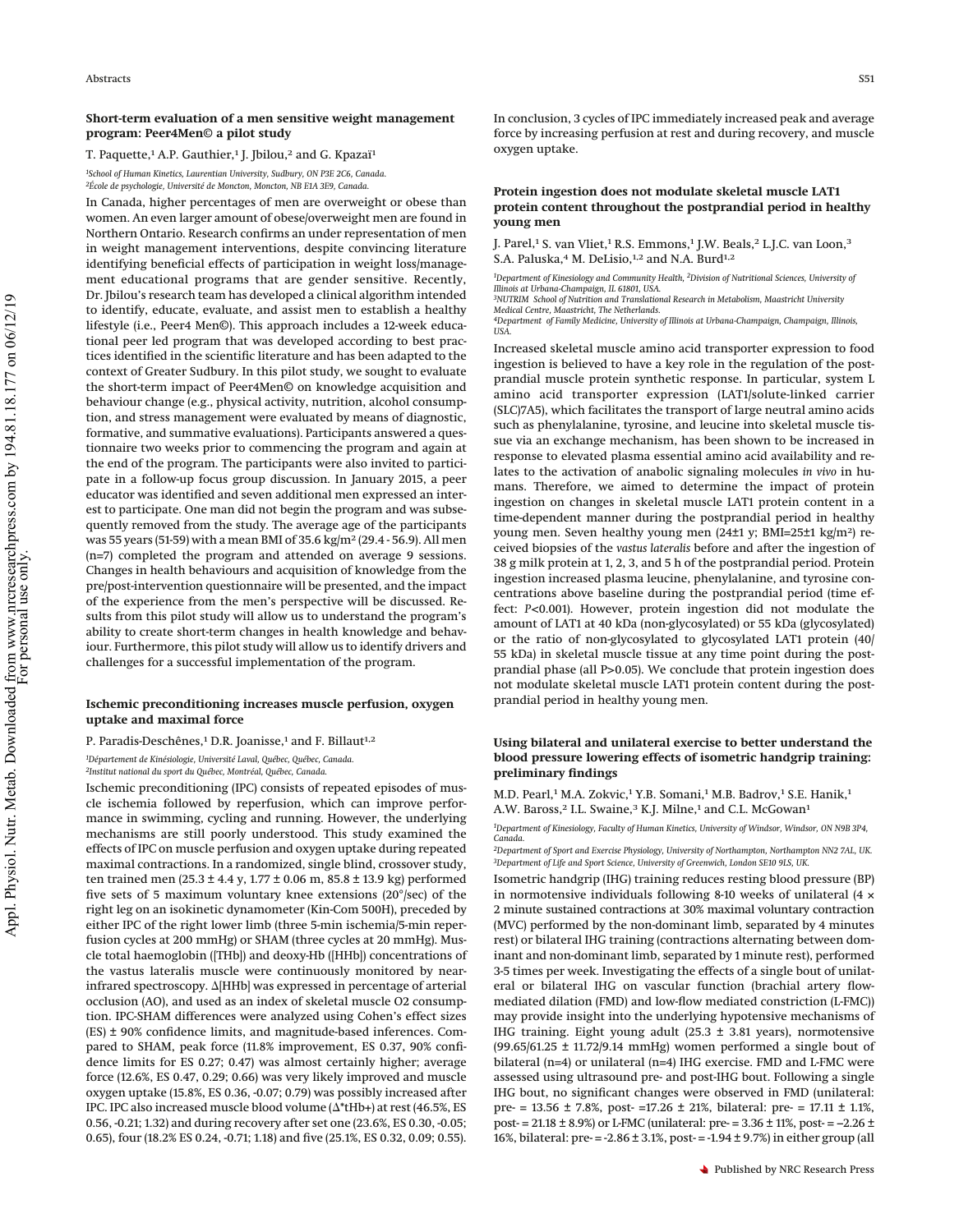### Short-term evaluation of a men sensitive weight management program: Peer4Men© a pilot study

T. Paquette,[1] A.P. Gauthier,[1] J. Jbilou,[2] and G. Kpazaï[1]

[1]School of Human Kinetics, Laurentian University, Sudbury, ON P3E 2C6, Canada.
[2]École de psychologie, Université de Moncton, Moncton, NB E1A 3E9, Canada.

In Canada, higher percentages of men are overweight or obese than women. An even larger amount of obese/overweight men are found in Northern Ontario. Research confirms an under representation of men in weight management interventions, despite convincing literature identifying beneficial effects of participation in weight loss/management educational programs that are gender sensitive. Recently, Dr. Jbilou's research team has developed a clinical algorithm intended to identify, educate, evaluate, and assist men to establish a healthy lifestyle (i.e., Peer4 Men©). This approach includes a 12-week educational peer led program that was developed according to best practices identified in the scientific literature and has been adapted to the context of Greater Sudbury. In this pilot study, we sought to evaluate the short-term impact of Peer4Men© on knowledge acquisition and behaviour change (e.g., physical activity, nutrition, alcohol consumption, and stress management were evaluated by means of diagnostic, formative, and summative evaluations). Participants answered a questionnaire two weeks prior to commencing the program and again at the end of the program. The participants were also invited to participate in a follow-up focus group discussion. In January 2015, a peer educator was identified and seven additional men expressed an interest to participate. One man did not begin the program and was subsequently removed from the study. The average age of the participants was 55 years (51-59) with a mean BMI of 35.6 kg/m$^2$ (29.4 - 56.9). All men (n=7) completed the program and attended on average 9 sessions. Changes in health behaviours and acquisition of knowledge from the pre/post-intervention questionnaire will be presented, and the impact of the experience from the men's perspective will be discussed. Results from this pilot study will allow us to understand the program's ability to create short-term changes in health knowledge and behaviour. Furthermore, this pilot study will allow us to identify drivers and challenges for a successful implementation of the program.

### Ischemic preconditioning increases muscle perfusion, oxygen uptake and maximal force

P. Paradis-Deschênes,[1] D.R. Joanisse,[1] and F. Billaut[1,2]

[1]Département de Kinésiologie, Université Laval, Québec, Québec, Canada.
[2]Institut national du sport du Québec, Montréal, Québec, Canada.

Ischemic preconditioning (IPC) consists of repeated episodes of muscle ischemia followed by reperfusion, which can improve performance in swimming, cycling and running. However, the underlying mechanisms are still poorly understood. This study examined the effects of IPC on muscle perfusion and oxygen uptake during repeated maximal contractions. In a randomized, single blind, crossover study, ten trained men (25.3 ± 4.4 y, 1.77 ± 0.06 m, 85.8 ± 13.9 kg) performed five sets of 5 maximum voluntary knee extensions (20°/sec) of the right leg on an isokinetic dynamometer (Kin-Com 500H), preceded by either IPC of the right lower limb (three 5-min ischemia/5-min reperfusion cycles at 200 mmHg) or SHAM (three cycles at 20 mmHg). Muscle total haemoglobin ([THb]) and deoxy-Hb ([HHb]) concentrations of the vastus lateralis muscle were continuously monitored by near-infrared spectroscopy. Δ[HHb] was expressed in percentage of arterial occlusion (AO), and used as an index of skeletal muscle O2 consumption. IPC-SHAM differences were analyzed using Cohen's effect sizes (ES) ± 90% confidence limits, and magnitude-based inferences. Compared to SHAM, peak force (11.8% improvement, ES 0.37, 90% confidence limits for ES 0.27; 0.47) was almost certainly higher; average force (12.6%, ES 0.47, 0.29; 0.66) was very likely improved and muscle oxygen uptake (15.8%, ES 0.36, -0.07; 0.79) was possibly increased after IPC. IPC also increased muscle blood volume (Δ*tHb+) at rest (46.5%, ES 0.56, -0.21; 1.32) and during recovery after set one (23.6%, ES 0.30, -0.05; 0.65), four (18.2% ES 0.24, -0.71; 1.18) and five (25.1%, ES 0.32, 0.09; 0.55). In conclusion, 3 cycles of IPC immediately increased peak and average force by increasing perfusion at rest and during recovery, and muscle oxygen uptake.

### Protein ingestion does not modulate skeletal muscle LAT1 protein content throughout the postprandial period in healthy young men

J. Parel,[1] S. van Vliet,[1] R.S. Emmons,[1] J.W. Beals,[2] L.J.C. van Loon,[3] S.A. Paluska,[4] M. DeLisio,[1,2] and N.A. Burd[1,2]

[1]Department of Kinesiology and Community Health, [2]Division of Nutritional Sciences, University of Illinois at Urbana-Champaign, IL 61801, USA.
[3]NUTRIM School of Nutrition and Translational Research in Metabolism, Maastricht University Medical Centre, Maastricht, The Netherlands.
[4]Department of Family Medicine, University of Illinois at Urbana-Champaign, Champaign, Illinois, USA.

Increased skeletal muscle amino acid transporter expression to food ingestion is believed to have a key role in the regulation of the postprandial muscle protein synthetic response. In particular, system L amino acid transporter expression (LAT1/solute-linked carrier (SLC)7A5), which facilitates the transport of large neutral amino acids such as phenylalanine, tyrosine, and leucine into skeletal muscle tissue via an exchange mechanism, has been shown to be increased in response to elevated plasma essential amino acid availability and relates to the activation of anabolic signaling molecules *in vivo* in humans. Therefore, we aimed to determine the impact of protein ingestion on changes in skeletal muscle LAT1 protein content in a time-dependent manner during the postprandial period in healthy young men. Seven healthy young men (24±1 y; BMI=25±1 kg/m$^2$) received biopsies of the *vastus lateralis* before and after the ingestion of 38 g milk protein at 1, 2, 3, and 5 h of the postprandial period. Protein ingestion increased plasma leucine, phenylalanine, and tyrosine concentrations above baseline during the postprandial period (time effect: $P<0.001$). However, protein ingestion did not modulate the amount of LAT1 at 40 kDa (non-glycosylated) or 55 kDa (glycosylated) or the ratio of non-glycosylated to glycosylated LAT1 protein (40/55 kDa) in skeletal muscle tissue at any time point during the postprandial phase (all $P>0.05$). We conclude that protein ingestion does not modulate skeletal muscle LAT1 protein content during the postprandial period in healthy young men.

### Using bilateral and unilateral exercise to better understand the blood pressure lowering effects of isometric handgrip training: preliminary findings

M.D. Pearl,[1] M.A. Zokvic,[1] Y.B. Somani,[1] M.B. Badrov,[1] S.E. Hanik,[1] A.W. Baross,[2] I.L. Swaine,[3] K.J. Milne,[1] and C.L. McGowan[1]

[1]Department of Kinesiology, Faculty of Human Kinetics, University of Windsor, Windsor, ON N9B 3P4, Canada.
[2]Department of Sport and Exercise Physiology, University of Northampton, Northampton NN2 7AL, UK.
[3]Department of Life and Sport Science, University of Greenwich, London SE10 9LS, UK.

Isometric handgrip (IHG) training reduces resting blood pressure (BP) in normotensive individuals following 8-10 weeks of unilateral (4 × 2 minute sustained contractions at 30% maximal voluntary contraction (MVC) performed by the non-dominant limb, separated by 4 minutes rest) or bilateral IHG training (contractions alternating between dominant and non-dominant limb, separated by 1 minute rest), performed 3-5 times per week. Investigating the effects of a single bout of unilateral or bilateral IHG on vascular function (brachial artery flow-mediated dilation (FMD) and low-flow mediated constriction (L-FMC)) may provide insight into the underlying hypotensive mechanisms of IHG training. Eight young adult (25.3 ± 3.81 years), normotensive (99.65/61.25 ± 11.72/9.14 mmHg) women performed a single bout of bilateral (n=4) or unilateral (n=4) IHG exercise. FMD and L-FMC were assessed using ultrasound pre- and post-IHG bout. Following a single IHG bout, no significant changes were observed in FMD (unilateral: pre- = 13.56 ± 7.8%, post- =17.26 ± 21%, bilateral: pre- = 17.11 ± 1.1%, post- = 21.18 ± 8.9%) or L-FMC (unilateral: pre- = 3.36 ± 11%, post- = –2.26 ± 16%, bilateral: pre- = -2.86 ± 3.1%, post- = -1.94 ± 9.7%) in either group (all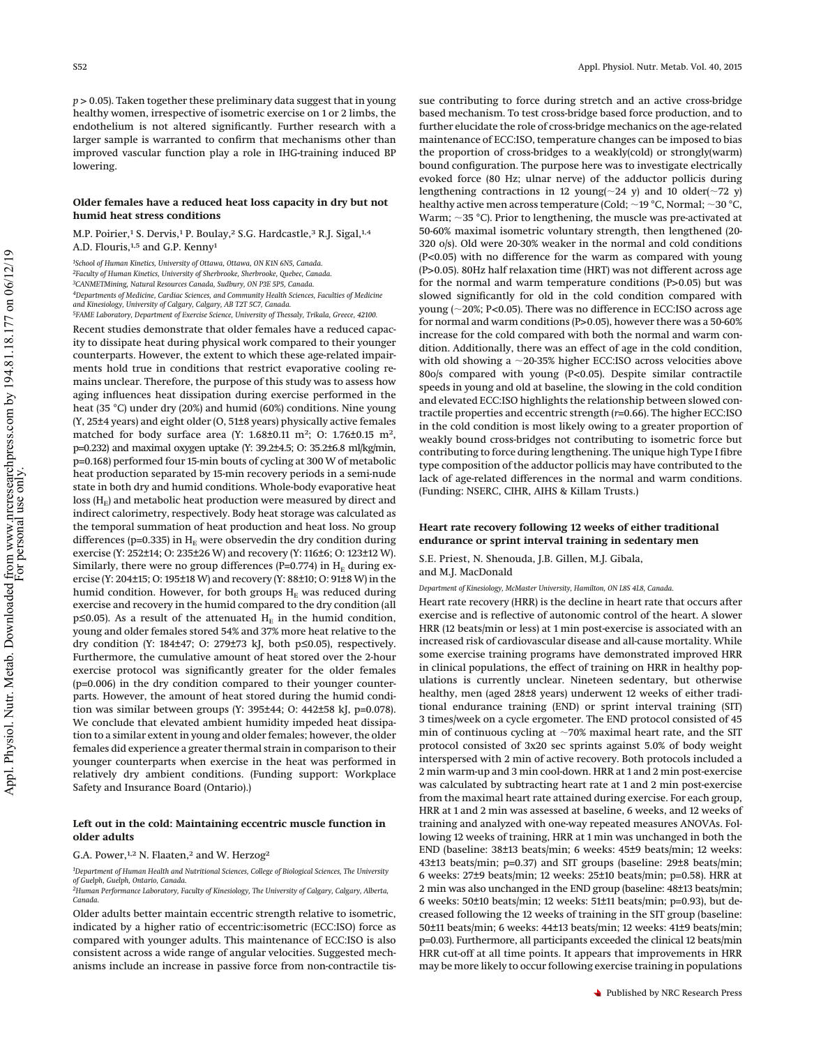$p > 0.05$). Taken together these preliminary data suggest that in young healthy women, irrespective of isometric exercise on 1 or 2 limbs, the endothelium is not altered significantly. Further research with a larger sample is warranted to confirm that mechanisms other than improved vascular function play a role in IHG-training induced BP lowering.

### Older females have a reduced heat loss capacity in dry but not humid heat stress conditions

M.P. Poirier,[1] S. Dervis,[1] P. Boulay,[2] S.G. Hardcastle,[3] R.J. Sigal,[1,4] A.D. Flouris,[1,5] and G.P. Kenny[1]

[1]School of Human Kinetics, University of Ottawa, Ottawa, ON K1N 6N5, Canada.
[2]Faculty of Human Kinetics, University of Sherbrooke, Sherbrooke, Quebec, Canada.
[3]CANMETMining, Natural Resources Canada, Sudbury, ON P3E 5P5, Canada.
[4]Departments of Medicine, Cardiac Sciences, and Community Health Sciences, Faculties of Medicine and Kinesiology, University of Calgary, Calgary, AB T2T 5C7, Canada.
[5]FAME Laboratory, Department of Exercise Science, University of Thessaly, Trikala, Greece, 42100.

Recent studies demonstrate that older females have a reduced capacity to dissipate heat during physical work compared to their younger counterparts. However, the extent to which these age-related impairments hold true in conditions that restrict evaporative cooling remains unclear. Therefore, the purpose of this study was to assess how aging influences heat dissipation during exercise performed in the heat (35 °C) under dry (20%) and humid (60%) conditions. Nine young (Y, 25±4 years) and eight older (O, 51±8 years) physically active females matched for body surface area (Y: 1.68±0.11 m$^2$; O: 1.76±0.15 m$^2$, p=0.232) and maximal oxygen uptake (Y: 39.2±4.5; O: 35.2±6.8 ml/kg/min, p=0.168) performed four 15-min bouts of cycling at 300 W of metabolic heat production separated by 15-min recovery periods in a semi-nude state in both dry and humid conditions. Whole-body evaporative heat loss ($H_E$) and metabolic heat production were measured by direct and indirect calorimetry, respectively. Body heat storage was calculated as the temporal summation of heat production and heat loss. No group differences (p=0.335) in $H_E$ were observedin the dry condition during exercise (Y: 252±14; O: 235±26 W) and recovery (Y: 116±6; O: 123±12 W). Similarly, there were no group differences (P=0.774) in $H_E$ during exercise (Y: 204±15; O: 195±18 W) and recovery (Y: 88±10; O: 91±8 W) in the humid condition. However, for both groups $H_E$ was reduced during exercise and recovery in the humid compared to the dry condition (all p≤0.05). As a result of the attenuated $H_E$ in the humid condition, young and older females stored 54% and 37% more heat relative to the dry condition (Y: 184±47; O: 279±73 kJ, both p≤0.05), respectively. Furthermore, the cumulative amount of heat stored over the 2-hour exercise protocol was significantly greater for the older females (p=0.006) in the dry condition compared to their younger counterparts. However, the amount of heat stored during the humid condition was similar between groups (Y: 395±44; O: 442±58 kJ, p=0.078). We conclude that elevated ambient humidity impeded heat dissipation to a similar extent in young and older females; however, the older females did experience a greater thermal strain in comparison to their younger counterparts when exercise in the heat was performed in relatively dry ambient conditions. (Funding support: Workplace Safety and Insurance Board (Ontario).)

### Left out in the cold: Maintaining eccentric muscle function in older adults

G.A. Power,[1,2] N. Flaaten,[2] and W. Herzog[2]

[1]Department of Human Health and Nutritional Sciences, College of Biological Sciences, The University of Guelph, Guelph, Ontario, Canada.
[2]Human Performance Laboratory, Faculty of Kinesiology, The University of Calgary, Calgary, Alberta, Canada.

Older adults better maintain eccentric strength relative to isometric, indicated by a higher ratio of eccentric:isometric (ECC:ISO) force as compared with younger adults. This maintenance of ECC:ISO is also consistent across a wide range of angular velocities. Suggested mechanisms include an increase in passive force from non-contractile tissue contributing to force during stretch and an active cross-bridge based mechanism. To test cross-bridge based force production, and to further elucidate the role of cross-bridge mechanics on the age-related maintenance of ECC:ISO, temperature changes can be imposed to bias the proportion of cross-bridges to a weakly(cold) or strongly(warm) bound configuration. The purpose here was to investigate electrically evoked force (80 Hz; ulnar nerve) of the adductor pollicis during lengthening contractions in 12 young(~24 y) and 10 older(~72 y) healthy active men across temperature (Cold; ~19 °C, Normal; ~30 °C, Warm; ~35 °C). Prior to lengthening, the muscle was pre-activated at 50-60% maximal isometric voluntary strength, then lengthened (20-320 o/s). Old were 20-30% weaker in the normal and cold conditions (P<0.05) with no difference for the warm as compared with young (P>0.05). 80Hz half relaxation time (HRT) was not different across age for the normal and warm temperature conditions (P>0.05) but was slowed significantly for old in the cold condition compared with young (~20%; P<0.05). There was no difference in ECC:ISO across age for normal and warm conditions (P>0.05), however there was a 50-60% increase for the cold compared with both the normal and warm condition. Additionally, there was an effect of age in the cold condition, with old showing a ~20-35% higher ECC:ISO across velocities above 80o/s compared with young (P<0.05). Despite similar contractile speeds in young and old at baseline, the slowing in the cold condition and elevated ECC:ISO highlights the relationship between slowed contractile properties and eccentric strength (r=0.66). The higher ECC:ISO in the cold condition is most likely owing to a greater proportion of weakly bound cross-bridges not contributing to isometric force but contributing to force during lengthening. The unique high Type I fibre type composition of the adductor pollicis may have contributed to the lack of age-related differences in the normal and warm conditions. (Funding: NSERC, CIHR, AIHS & Killam Trusts.)

### Heart rate recovery following 12 weeks of either traditional endurance or sprint interval training in sedentary men

S.E. Priest, N. Shenouda, J.B. Gillen, M.J. Gibala, and M.J. MacDonald

Department of Kinesiology, McMaster University, Hamilton, ON L8S 4L8, Canada.

Heart rate recovery (HRR) is the decline in heart rate that occurs after exercise and is reflective of autonomic control of the heart. A slower HRR (12 beats/min or less) at 1 min post-exercise is associated with an increased risk of cardiovascular disease and all-cause mortality. While some exercise training programs have demonstrated improved HRR in clinical populations, the effect of training on HRR in healthy populations is currently unclear. Nineteen sedentary, but otherwise healthy, men (aged 28±8 years) underwent 12 weeks of either traditional endurance training (END) or sprint interval training (SIT) 3 times/week on a cycle ergometer. The END protocol consisted of 45 min of continuous cycling at ~70% maximal heart rate, and the SIT protocol consisted of 3x20 sec sprints against 5.0% of body weight interspersed with 2 min of active recovery. Both protocols included a 2 min warm-up and 3 min cool-down. HRR at 1 and 2 min post-exercise was calculated by subtracting heart rate at 1 and 2 min post-exercise from the maximal heart rate attained during exercise. For each group, HRR at 1 and 2 min was assessed at baseline, 6 weeks, and 12 weeks of training and analyzed with one-way repeated measures ANOVAs. Following 12 weeks of training, HRR at 1 min was unchanged in both the END (baseline: 38±13 beats/min; 6 weeks: 45±9 beats/min; 12 weeks: 43±13 beats/min; p=0.37) and SIT groups (baseline: 29±8 beats/min; 6 weeks: 27±9 beats/min; 12 weeks: 25±10 beats/min; p=0.58). HRR at 2 min was also unchanged in the END group (baseline: 48±13 beats/min; 6 weeks: 50±10 beats/min; 12 weeks: 51±11 beats/min; p=0.93), but decreased following the 12 weeks of training in the SIT group (baseline: 50±11 beats/min; 6 weeks: 44±13 beats/min; 12 weeks: 41±9 beats/min; p=0.03). Furthermore, all participants exceeded the clinical 12 beats/min HRR cut-off at all time points. It appears that improvements in HRR may be more likely to occur following exercise training in populations